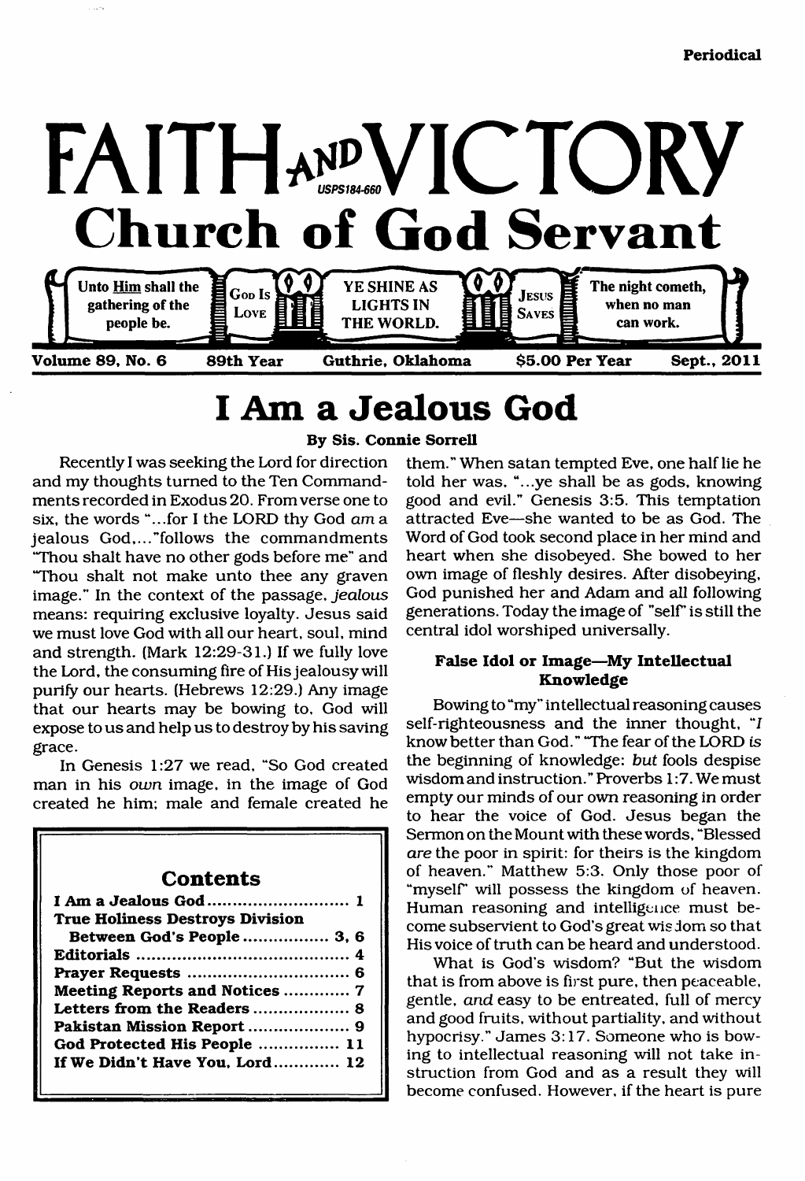Periodical

# FAITH AND VICTORY

USPS184-660

## Church of God Servant

Unto Him shall the gathering of the people be. | God Is Love | YE SHINE AS LIGHTS IN THE WORLD. | Jesus Saves | The night cometh, when no man can work.

Volume 89, No. 6 89th Year Guthrie, Oklahoma $5.00 Per Year Sept., 2011

# I Am a Jealous God

**By Sis. Connie Sorrell**

Recently I was seeking the Lord for direction and my thoughts turned to the Ten Commandments recorded in Exodus 20. From verse one to six, the words "...for I the LORD thy God *am* a jealous God,..."follows the commandments "Thou shalt have no other gods before me" and "Thou shalt not make unto thee any graven image." In the context of the passage, *jealous* means: requiring exclusive loyalty. Jesus said we must love God with all our heart, soul, mind and strength. (Mark 12:29-31.) If we fully love the Lord, the consuming fire of His jealousy will purify our hearts. (Hebrews 12:29.) Any image that our hearts may be bowing to, God will expose to us and help us to destroy by his saving grace.

In Genesis 1:27 we read, "So God created man in his *own* image, in the image of God created he him; male and female created he them." When satan tempted Eve, one half lie he told her was, "...ye shall be as gods, knowing good and evil." Genesis 3:5. This temptation attracted Eve—she wanted to be as God. The Word of God took second place in her mind and heart when she disobeyed. She bowed to her own image of fleshly desires. After disobeying, God punished her and Adam and all following generations. Today the image of "self" is still the central idol worshiped universally.

### False Idol or Image—My Intellectual Knowledge

Bowing to "my" intellectual reasoning causes self-righteousness and the inner thought, "*I* know better than God." "The fear of the LORD *is* the beginning of knowledge: *but* fools despise wisdom and instruction." Proverbs 1:7. We must empty our minds of our own reasoning in order to hear the voice of God. Jesus began the Sermon on the Mount with these words, "Blessed *are* the poor in spirit: for theirs is the kingdom of heaven." Matthew 5:3. Only those poor of "myself" will possess the kingdom of heaven. Human reasoning and intelligence must become subservient to God's great wisdom so that His voice of truth can be heard and understood.

What is God's wisdom? "But the wisdom that is from above is first pure, then peaceable, gentle, *and* easy to be entreated, full of mercy and good fruits, without partiality, and without hypocrisy." James 3:17. Someone who is bowing to intellectual reasoning will not take instruction from God and as a result they will become confused. However, if the heart is pure

| Contents | |
|---|---|
| I Am a Jealous God | 1 |
| True Holiness Destroys Division Between God's People | 3, 6 |
| Editorials | 4 |
| Prayer Requests | 6 |
| Meeting Reports and Notices | 7 |
| Letters from the Readers | 8 |
| Pakistan Mission Report | 9 |
| God Protected His People | 11 |
| If We Didn't Have You, Lord | 12 |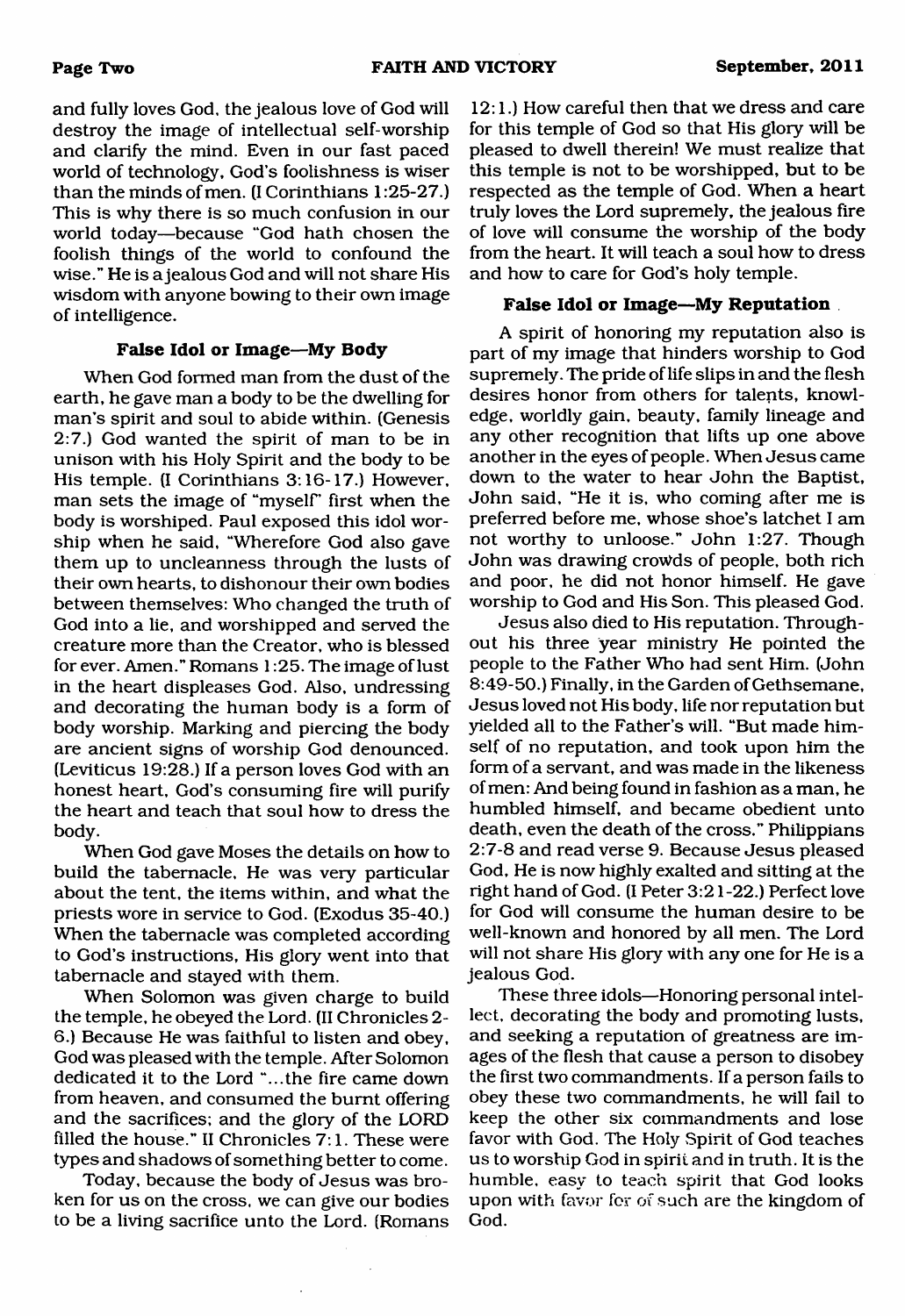and fully loves God, the jealous love of God will destroy the image of intellectual self-worship and clarify the mind. Even in our fast paced world of technology, God's foolishness is wiser than the minds of men. (I Corinthians 1:25-27.) This is why there is so much confusion in our world today—because "God hath chosen the foolish things of the world to confound the wise." He is a jealous God and will not share His wisdom with anyone bowing to their own image of intelligence.

### False Idol or Image—My Body

When God formed man from the dust of the earth, he gave man a body to be the dwelling for man's spirit and soul to abide within. (Genesis 2:7.) God wanted the spirit of man to be in unison with his Holy Spirit and the body to be His temple. (I Corinthians 3:16-17.) However, man sets the image of "myself" first when the body is worshiped. Paul exposed this idol worship when he said, "Wherefore God also gave them up to uncleanness through the lusts of their own hearts, to dishonour their own bodies between themselves: Who changed the truth of God into a lie, and worshipped and served the creature more than the Creator, who is blessed for ever. Amen." Romans 1:25. The image of lust in the heart displeases God. Also, undressing and decorating the human body is a form of body worship. Marking and piercing the body are ancient signs of worship God denounced. (Leviticus 19:28.) If a person loves God with an honest heart, God's consuming fire will purify the heart and teach that soul how to dress the body.

When God gave Moses the details on how to build the tabernacle, He was very particular about the tent, the items within, and what the priests wore in service to God. (Exodus 35-40.) When the tabernacle was completed according to God's instructions, His glory went into that tabernacle and stayed with them.

When Solomon was given charge to build the temple, he obeyed the Lord. (II Chronicles 2-6.) Because He was faithful to listen and obey, God was pleased with the temple. After Solomon dedicated it to the Lord "...the fire came down from heaven, and consumed the burnt offering and the sacrifices; and the glory of the LORD filled the house." II Chronicles 7:1. These were types and shadows of something better to come.

Today, because the body of Jesus was broken for us on the cross, we can give our bodies to be a living sacrifice unto the Lord. (Romans 12:1.) How careful then that we dress and care for this temple of God so that His glory will be pleased to dwell therein! We must realize that this temple is not to be worshipped, but to be respected as the temple of God. When a heart truly loves the Lord supremely, the jealous fire of love will consume the worship of the body from the heart. It will teach a soul how to dress and how to care for God's holy temple.

### False Idol or Image—My Reputation

A spirit of honoring my reputation also is part of my image that hinders worship to God supremely. The pride of life slips in and the flesh desires honor from others for talents, knowledge, worldly gain, beauty, family lineage and any other recognition that lifts up one above another in the eyes of people. When Jesus came down to the water to hear John the Baptist, John said, "He it is, who coming after me is preferred before me, whose shoe's latchet I am not worthy to unloose." John 1:27. Though John was drawing crowds of people, both rich and poor, he did not honor himself. He gave worship to God and His Son. This pleased God.

Jesus also died to His reputation. Throughout his three year ministry He pointed the people to the Father Who had sent Him. (John 8:49-50.) Finally, in the Garden of Gethsemane, Jesus loved not His body, life nor reputation but yielded all to the Father's will. "But made himself of no reputation, and took upon him the form of a servant, and was made in the likeness of men: And being found in fashion as a man, he humbled himself, and became obedient unto death, even the death of the cross." Philippians 2:7-8 and read verse 9. Because Jesus pleased God, He is now highly exalted and sitting at the right hand of God. (I Peter 3:21-22.) Perfect love for God will consume the human desire to be well-known and honored by all men. The Lord will not share His glory with any one for He is a jealous God.

These three idols—Honoring personal intellect, decorating the body and promoting lusts, and seeking a reputation of greatness are images of the flesh that cause a person to disobey the first two commandments. If a person fails to obey these two commandments, he will fail to keep the other six commandments and lose favor with God. The Holy Spirit of God teaches us to worship God in spirit and in truth. It is the humble, easy to teach spirit that God looks upon with favor for of such are the kingdom of God.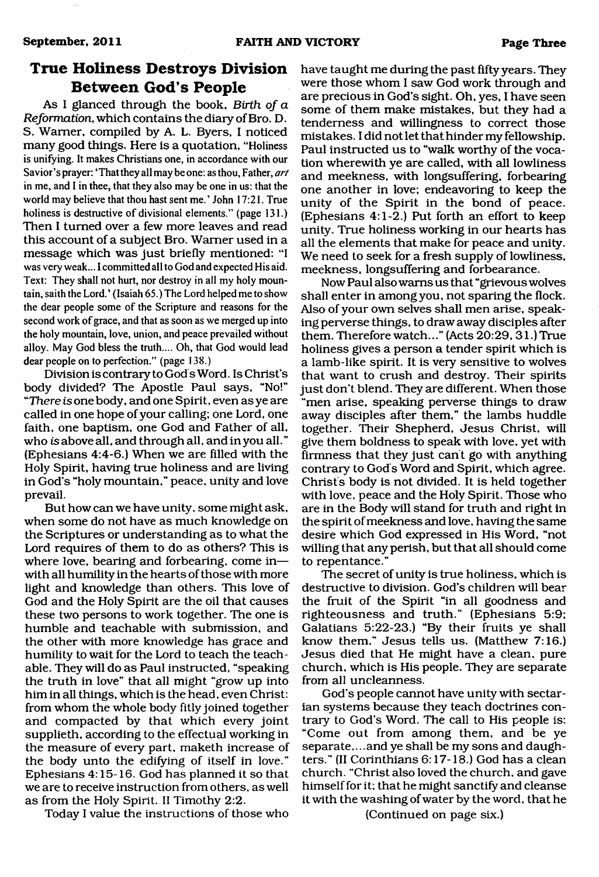## True Holiness Destroys Division Between God's People

As I glanced through the book, *Birth of a Reformation*, which contains the diary of Bro. D. S. Warner, compiled by A. L. Byers, I noticed many good things. Here is a quotation, "Holiness is unifying. It makes Christians one, in accordance with our Savior's prayer: 'That they all may be one: as thou, Father, *art* in me, and I in thee, that they also may be one in us: that the world may believe that thou hast sent me.' John 17:21. True holiness is destructive of divisional elements." (page 131.) Then I turned over a few more leaves and read this account of a subject Bro. Warner used in a message which was just briefly mentioned: "I was very weak... I committed all to God and expected His aid. Text: They shall not hurt, nor destroy in all my holy mountain, saith the Lord.' (Isaiah 65.) The Lord helped me to show the dear people some of the Scripture and reasons for the second work of grace, and that as soon as we merged up into the holy mountain, love, union, and peace prevailed without alloy. May God bless the truth.... Oh, that God would lead dear people on to perfection." (page 138.)

Division is contrary to God's Word. Is Christ's body divided? The Apostle Paul says, "No!" "*There is* one body, and one Spirit, even as ye are called in one hope of your calling; one Lord, one faith, one baptism, one God and Father of all, who *is* above all, and through all, and in you all." (Ephesians 4:4-6.) When we are filled with the Holy Spirit, having true holiness and are living in God's "holy mountain," peace, unity and love prevail.

But how can we have unity, some might ask, when some do not have as much knowledge on the Scriptures or understanding as to what the Lord requires of them to do as others? This is where love, bearing and forbearing, come in—with all humility in the hearts of those with more light and knowledge than others. This love of God and the Holy Spirit are the oil that causes these two persons to work together. The one is humble and teachable with submission, and the other with more knowledge has grace and humility to wait for the Lord to teach the teachable. They will do as Paul instructed, "speaking the truth in love" that all might "grow up into him in all things, which is the head, even Christ: from whom the whole body fitly joined together and compacted by that which every joint supplieth, according to the effectual working in the measure of every part, maketh increase of the body unto the edifying of itself in love." Ephesians 4:15-16. God has planned it so that we are to receive instruction from others, as well as from the Holy Spirit. II Timothy 2:2.

Today I value the instructions of those who have taught me during the past fifty years. They were those whom I saw God work through and are precious in God's sight. Oh, yes, I have seen some of them make mistakes, but they had a tenderness and willingness to correct those mistakes. I did not let that hinder my fellowship. Paul instructed us to "walk worthy of the vocation wherewith ye are called, with all lowliness and meekness, with longsuffering, forbearing one another in love; endeavoring to keep the unity of the Spirit in the bond of peace. (Ephesians 4:1-2.) Put forth an effort to keep unity. True holiness working in our hearts has all the elements that make for peace and unity. We need to seek for a fresh supply of lowliness, meekness, longsuffering and forbearance.

Now Paul also warns us that "grievous wolves shall enter in among you, not sparing the flock. Also of your own selves shall men arise, speaking perverse things, to draw away disciples after them. Therefore watch..." (Acts 20:29, 31.) True holiness gives a person a tender spirit which is a lamb-like spirit. It is very sensitive to wolves that want to crush and destroy. Their spirits just don't blend. They are different. When those "men arise, speaking perverse things to draw away disciples after them," the lambs huddle together. Their Shepherd, Jesus Christ, will give them boldness to speak with love, yet with firmness that they just can't go with anything contrary to God's Word and Spirit, which agree. Christ's body is not divided. It is held together with love, peace and the Holy Spirit. Those who are in the Body will stand for truth and right in the spirit of meekness and love, having the same desire which God expressed in His Word, "not willing that any perish, but that all should come to repentance."

The secret of unity is true holiness, which is destructive to division. God's children will bear the fruit of the Spirit "in all goodness and righteousness and truth." (Ephesians 5:9; Galatians 5:22-23.) "By their fruits ye shall know them," Jesus tells us. (Matthew 7:16.) Jesus died that He might have a clean, pure church, which is His people. They are separate from all uncleanness.

God's people cannot have unity with sectarian systems because they teach doctrines contrary to God's Word. The call to His people is: "Come out from among them, and be ye separate,...and ye shall be my sons and daughters." (II Corinthians 6:17-18.) God has a clean church. "Christ also loved the church, and gave himself for it; that he might sanctify and cleanse it with the washing of water by the word, that he

(Continued on page six.)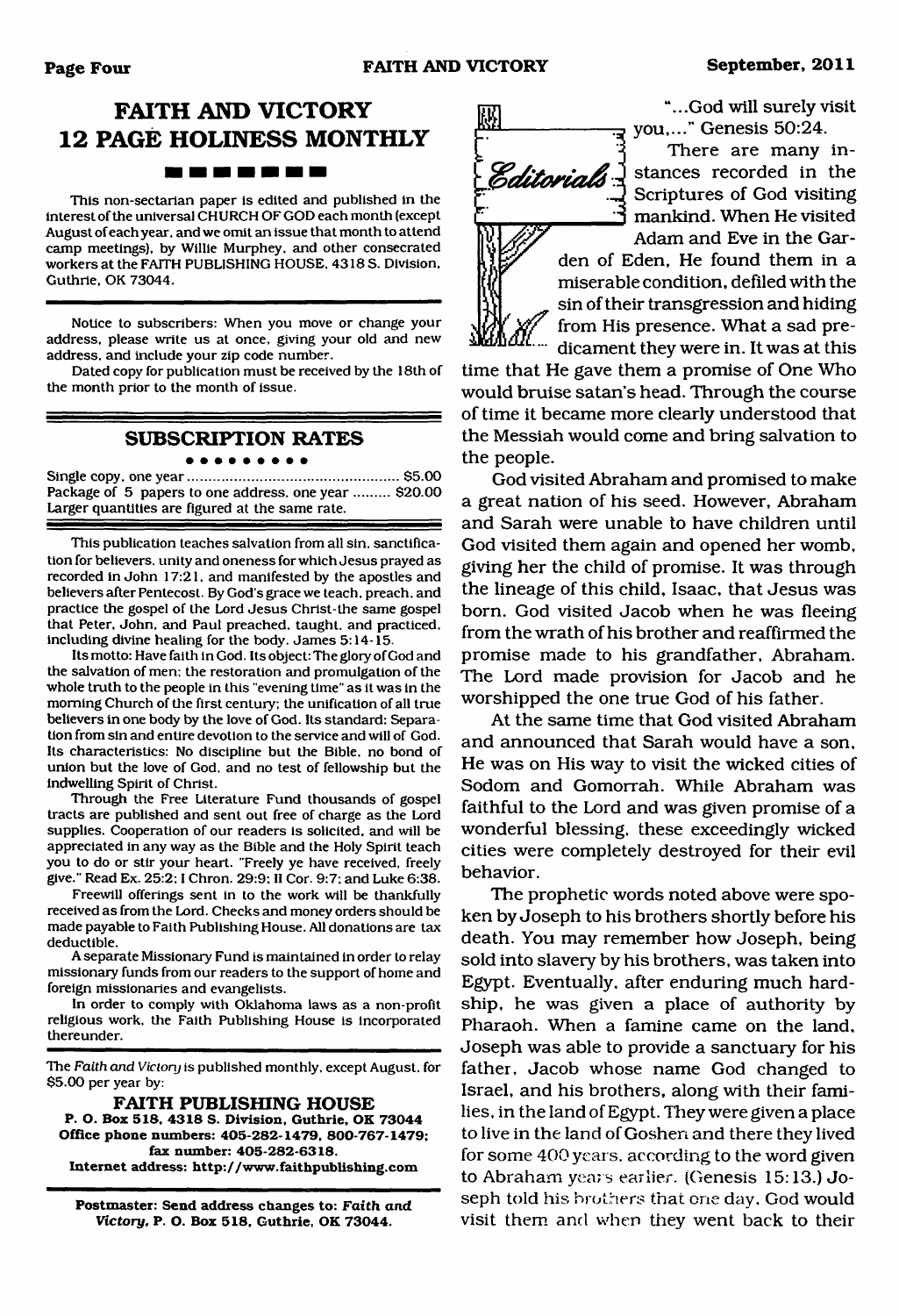# FAITH AND VICTORY
# 12 PAGE HOLINESS MONTHLY

This non-sectarian paper is edited and published in the interest of the universal CHURCH OF GOD each month (except August of each year, and we omit an issue that month to attend camp meetings), by Willie Murphey, and other consecrated workers at the FAITH PUBLISHING HOUSE, 4318 S. Division, Guthrie, OK 73044.

Notice to subscribers: When you move or change your address, please write us at once, giving your old and new address, and include your zip code number.

Dated copy for publication must be received by the 18th of the month prior to the month of issue.

## SUBSCRIPTION RATES

Single copy, one year .................................................. $5.00
Package of 5 papers to one address, one year ......... $20.00
Larger quantities are figured at the same rate.

This publication teaches salvation from all sin, sanctification for believers, unity and oneness for which Jesus prayed as recorded in John 17:21, and manifested by the apostles and believers after Pentecost. By God's grace we teach, preach, and practice the gospel of the Lord Jesus Christ-the same gospel that Peter, John, and Paul preached, taught, and practiced, including divine healing for the body. James 5:14-15.

Its motto: Have faith in God. Its object: The glory of God and the salvation of men; the restoration and promulgation of the whole truth to the people in this "evening time" as it was in the morning Church of the first century; the unification of all true believers in one body by the love of God. Its standard: Separation from sin and entire devotion to the service and will of God. Its characteristics: No discipline but the Bible, no bond of union but the love of God, and no test of fellowship but the indwelling Spirit of Christ.

Through the Free Literature Fund thousands of gospel tracts are published and sent out free of charge as the Lord supplies. Cooperation of our readers is solicited, and will be appreciated in any way as the Bible and the Holy Spirit teach you to do or stir your heart. "Freely ye have received, freely give." Read Ex. 25:2; I Chron. 29:9; II Cor. 9:7; and Luke 6:38.

Freewill offerings sent in to the work will be thankfully received as from the Lord. Checks and money orders should be made payable to Faith Publishing House. All donations are tax deductible.

A separate Missionary Fund is maintained in order to relay missionary funds from our readers to the support of home and foreign missionaries and evangelists.

In order to comply with Oklahoma laws as a non-profit religious work, the Faith Publishing House is incorporated thereunder.

The *Faith and Victory* is published monthly, except August, for $5.00 per year by:

**FAITH PUBLISHING HOUSE**
**P. O. Box 518, 4318 S. Division, Guthrie, OK 73044**
**Office phone numbers: 405-282-1479, 800-767-1479; fax number: 405-282-6318.**
**Internet address: http://www.faithpublishing.com**

**Postmaster: Send address changes to: *Faith and Victory*, P. O. Box 518, Guthrie, OK 73044.**

## Editorials

"...God will surely visit you,..." Genesis 50:24.

There are many instances recorded in the Scriptures of God visiting mankind. When He visited Adam and Eve in the Garden of Eden, He found them in a miserable condition, defiled with the sin of their transgression and hiding from His presence. What a sad predicament they were in. It was at this time that He gave them a promise of One Who would bruise satan's head. Through the course of time it became more clearly understood that the Messiah would come and bring salvation to the people.

God visited Abraham and promised to make a great nation of his seed. However, Abraham and Sarah were unable to have children until God visited them again and opened her womb, giving her the child of promise. It was through the lineage of this child, Isaac, that Jesus was born. God visited Jacob when he was fleeing from the wrath of his brother and reaffirmed the promise made to his grandfather, Abraham. The Lord made provision for Jacob and he worshipped the one true God of his father.

At the same time that God visited Abraham and announced that Sarah would have a son, He was on His way to visit the wicked cities of Sodom and Gomorrah. While Abraham was faithful to the Lord and was given promise of a wonderful blessing, these exceedingly wicked cities were completely destroyed for their evil behavior.

The prophetic words noted above were spoken by Joseph to his brothers shortly before his death. You may remember how Joseph, being sold into slavery by his brothers, was taken into Egypt. Eventually, after enduring much hardship, he was given a place of authority by Pharaoh. When a famine came on the land, Joseph was able to provide a sanctuary for his father, Jacob whose name God changed to Israel, and his brothers, along with their families, in the land of Egypt. They were given a place to live in the land of Goshen and there they lived for some 400 years, according to the word given to Abraham years earlier. (Genesis 15:13.) Joseph told his brothers that one day, God would visit them and when they went back to their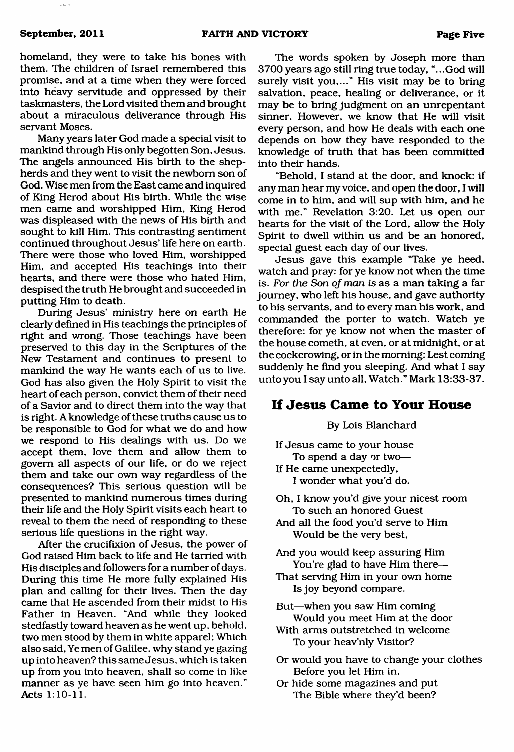homeland, they were to take his bones with them. The children of Israel remembered this promise, and at a time when they were forced into heavy servitude and oppressed by their taskmasters, the Lord visited them and brought about a miraculous deliverance through His servant Moses.

Many years later God made a special visit to mankind through His only begotten Son, Jesus. The angels announced His birth to the shepherds and they went to visit the newborn son of God. Wise men from the East came and inquired of King Herod about His birth. While the wise men came and worshipped Him, King Herod was displeased with the news of His birth and sought to kill Him. This contrasting sentiment continued throughout Jesus' life here on earth. There were those who loved Him, worshipped Him, and accepted His teachings into their hearts, and there were those who hated Him, despised the truth He brought and succeeded in putting Him to death.

During Jesus' ministry here on earth He clearly defined in His teachings the principles of right and wrong. Those teachings have been preserved to this day in the Scriptures of the New Testament and continues to present to mankind the way He wants each of us to live. God has also given the Holy Spirit to visit the heart of each person, convict them of their need of a Savior and to direct them into the way that is right. A knowledge of these truths cause us to be responsible to God for what we do and how we respond to His dealings with us. Do we accept them, love them and allow them to govern all aspects of our life, or do we reject them and take our own way regardless of the consequences? This serious question will be presented to mankind numerous times during their life and the Holy Spirit visits each heart to reveal to them the need of responding to these serious life questions in the right way.

After the crucifixion of Jesus, the power of God raised Him back to life and He tarried with His disciples and followers for a number of days. During this time He more fully explained His plan and calling for their lives. Then the day came that He ascended from their midst to His Father in Heaven. "And while they looked stedfastly toward heaven as he went up, behold, two men stood by them in white apparel; Which also said, Ye men of Galilee, why stand ye gazing up into heaven? this same Jesus, which is taken up from you into heaven, shall so come in like manner as ye have seen him go into heaven." Acts 1:10-11.

The words spoken by Joseph more than 3700 years ago still ring true today, "...God will surely visit you,..." His visit may be to bring salvation, peace, healing or deliverance, or it may be to bring judgment on an unrepentant sinner. However, we know that He will visit every person, and how He deals with each one depends on how they have responded to the knowledge of truth that has been committed into their hands.

"Behold, I stand at the door, and knock: if any man hear my voice, and open the door, I will come in to him, and will sup with him, and he with me." Revelation 3:20. Let us open our hearts for the visit of the Lord, allow the Holy Spirit to dwell within us and be an honored, special guest each day of our lives.

Jesus gave this example "Take ye heed, watch and pray: for ye know not when the time is. *For the Son of man is* as a man taking a far journey, who left his house, and gave authority to his servants, and to every man his work, and commanded the porter to watch. Watch ye therefore: for ye know not when the master of the house cometh, at even, or at midnight, or at the cockcrowing, or in the morning: Lest coming suddenly he find you sleeping. And what I say unto you I say unto all, Watch." Mark 13:33-37.

## If Jesus Came to Your House

By Lois Blanchard

If Jesus came to your house
To spend a day or two—
If He came unexpectedly,
I wonder what you'd do.

Oh, I know you'd give your nicest room
To such an honored Guest
And all the food you'd serve to Him
Would be the very best,

And you would keep assuring Him
You're glad to have Him there—
That serving Him in your own home
Is joy beyond compare.

But—when you saw Him coming
Would you meet Him at the door
With arms outstretched in welcome
To your heav'nly Visitor?

Or would you have to change your clothes
Before you let Him in,
Or hide some magazines and put
The Bible where they'd been?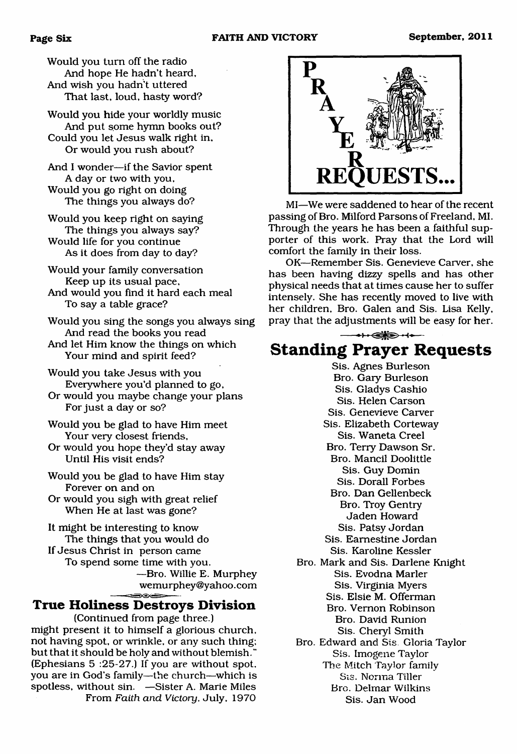Would you turn off the radio
And hope He hadn't heard,
And wish you hadn't uttered
That last, loud, hasty word?

Would you hide your worldly music
And put some hymn books out?
Could you let Jesus walk right in,
Or would you rush about?

And I wonder—if the Savior spent
A day or two with you,
Would you go right on doing
The things you always do?

Would you keep right on saying
The things you always say?
Would life for you continue
As it does from day to day?

Would your family conversation
Keep up its usual pace,
And would you find it hard each meal
To say a table grace?

Would you sing the songs you always sing
And read the books you read
And let Him know the things on which
Your mind and spirit feed?

Would you take Jesus with you
Everywhere you'd planned to go,
Or would you maybe change your plans
For just a day or so?

Would you be glad to have Him meet
Your very closest friends,
Or would you hope they'd stay away
Until His visit ends?

Would you be glad to have Him stay
Forever on and on
Or would you sigh with great relief
When He at last was gone?

It might be interesting to know
The things that you would do
If Jesus Christ in person came
To spend some time with you.

—Bro. Willie E. Murphey
wemurphey@yahoo.com

## True Holiness Destroys Division

(Continued from page three.)

might present it to himself a glorious church, not having spot, or wrinkle, or any such thing; but that it should be holy and without blemish." (Ephesians 5 :25-27.) If you are without spot, you are in God's family—the church—which is spotless, without sin. —Sister A. Marie Miles

From *Faith and Victory*, July, 1970

## PRAYER REQUESTS...

MI—We were saddened to hear of the recent passing of Bro. Milford Parsons of Freeland, MI. Through the years he has been a faithful supporter of this work. Pray that the Lord will comfort the family in their loss.

OK—Remember Sis. Genevieve Carver, she has been having dizzy spells and has other physical needs that at times cause her to suffer intensely. She has recently moved to live with her children, Bro. Galen and Sis. Lisa Kelly, pray that the adjustments will be easy for her.

## Standing Prayer Requests

Sis. Agnes Burleson
Bro. Gary Burleson
Sis. Gladys Cashio
Sis. Helen Carson
Sis. Genevieve Carver
Sis. Elizabeth Corteway
Sis. Waneta Creel
Bro. Terry Dawson Sr.
Bro. Mancil Doolittle
Sis. Guy Domin
Sis. Dorall Forbes
Bro. Dan Gellenbeck
Bro. Troy Gentry
Jaden Howard
Sis. Patsy Jordan
Sis. Earnestine Jordan
Sis. Karoline Kessler
Bro. Mark and Sis. Darlene Knight
Sis. Evodna Marler
Sis. Virginia Myers
Sis. Elsie M. Offerman
Bro. Vernon Robinson
Bro. David Runion
Sis. Cheryl Smith
Bro. Edward and Sis. Gloria Taylor
Sis. Imogene Taylor
The Mitch Taylor family
Sis. Norma Tiller
Bro. Delmar Wilkins
Sis. Jan Wood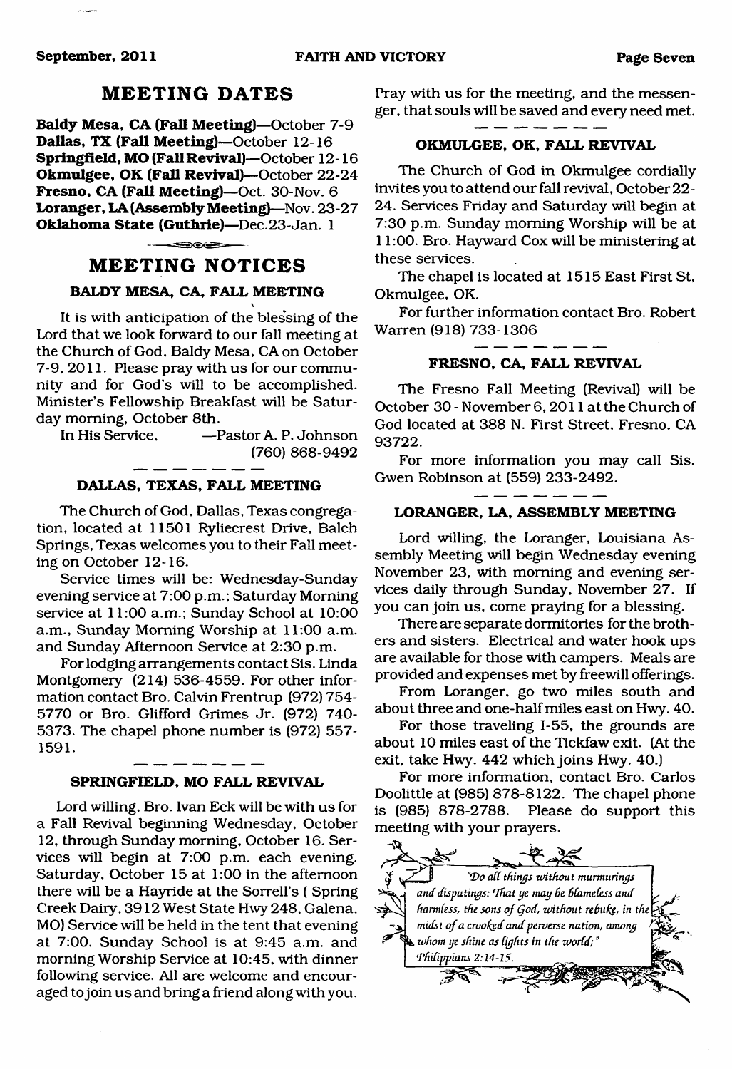## MEETING DATES

**Baldy Mesa, CA (Fall Meeting)**—October 7-9
**Dallas, TX (Fall Meeting)**—October 12-16
**Springfield, MO (Fall Revival)**—October 12-16
**Okmulgee, OK (Fall Revival)**—October 22-24
**Fresno, CA (Fall Meeting)**—Oct. 30-Nov. 6
**Loranger, LA (Assembly Meeting)**—Nov. 23-27
**Oklahoma State (Guthrie)**—Dec.23-Jan. 1

## MEETING NOTICES

### BALDY MESA, CA, FALL MEETING

It is with anticipation of the blessing of the Lord that we look forward to our fall meeting at the Church of God, Baldy Mesa, CA on October 7-9, 2011. Please pray with us for our community and for God's will to be accomplished. Minister's Fellowship Breakfast will be Saturday morning, October 8th.

In His Service, —Pastor A. P. Johnson
(760) 868-9492

### DALLAS, TEXAS, FALL MEETING

The Church of God, Dallas, Texas congregation, located at 11501 Ryliecrest Drive, Balch Springs, Texas welcomes you to their Fall meeting on October 12-16.

Service times will be: Wednesday-Sunday evening service at 7:00 p.m.; Saturday Morning service at 11:00 a.m.; Sunday School at 10:00 a.m., Sunday Morning Worship at 11:00 a.m. and Sunday Afternoon Service at 2:30 p.m.

For lodging arrangements contact Sis. Linda Montgomery (214) 536-4559. For other information contact Bro. Calvin Frentrup (972) 754-5770 or Bro. Glifford Grimes Jr. (972) 740-5373. The chapel phone number is (972) 557-1591.

### SPRINGFIELD, MO FALL REVIVAL

Lord willing, Bro. Ivan Eck will be with us for a Fall Revival beginning Wednesday, October 12, through Sunday morning, October 16. Services will begin at 7:00 p.m. each evening. Saturday, October 15 at 1:00 in the afternoon there will be a Hayride at the Sorrell's ( Spring Creek Dairy, 3912 West State Hwy 248, Galena, MO) Service will be held in the tent that evening at 7:00. Sunday School is at 9:45 a.m. and morning Worship Service at 10:45, with dinner following service. All are welcome and encouraged to join us and bring a friend along with you. Pray with us for the meeting, and the messenger, that souls will be saved and every need met.

### OKMULGEE, OK, FALL REVIVAL

The Church of God in Okmulgee cordially invites you to attend our fall revival, October 22-24. Services Friday and Saturday will begin at 7:30 p.m. Sunday morning Worship will be at 11:00. Bro. Hayward Cox will be ministering at these services.

The chapel is located at 1515 East First St, Okmulgee, OK.

For further information contact Bro. Robert Warren (918) 733-1306

### FRESNO, CA, FALL REVIVAL

The Fresno Fall Meeting (Revival) will be October 30 - November 6, 2011 at the Church of God located at 388 N. First Street, Fresno, CA 93722.

For more information you may call Sis. Gwen Robinson at (559) 233-2492.

### LORANGER, LA, ASSEMBLY MEETING

Lord willing, the Loranger, Louisiana Assembly Meeting will begin Wednesday evening November 23, with morning and evening services daily through Sunday, November 27. If you can join us, come praying for a blessing.

There are separate dormitories for the brothers and sisters. Electrical and water hook ups are available for those with campers. Meals are provided and expenses met by freewill offerings.

From Loranger, go two miles south and about three and one-half miles east on Hwy. 40.

For those traveling I-55, the grounds are about 10 miles east of the Tickfaw exit. (At the exit, take Hwy. 442 which joins Hwy. 40.)

For more information, contact Bro. Carlos Doolittle at (985) 878-8122. The chapel phone is (985) 878-2788. Please do support this meeting with your prayers.

*"Do all things without murmurings and disputings: That ye may be blameless and harmless, the sons of God, without rebuke, in the midst of a crooked and perverse nation, among whom ye shine as lights in the world;" Philippians 2:14-15.*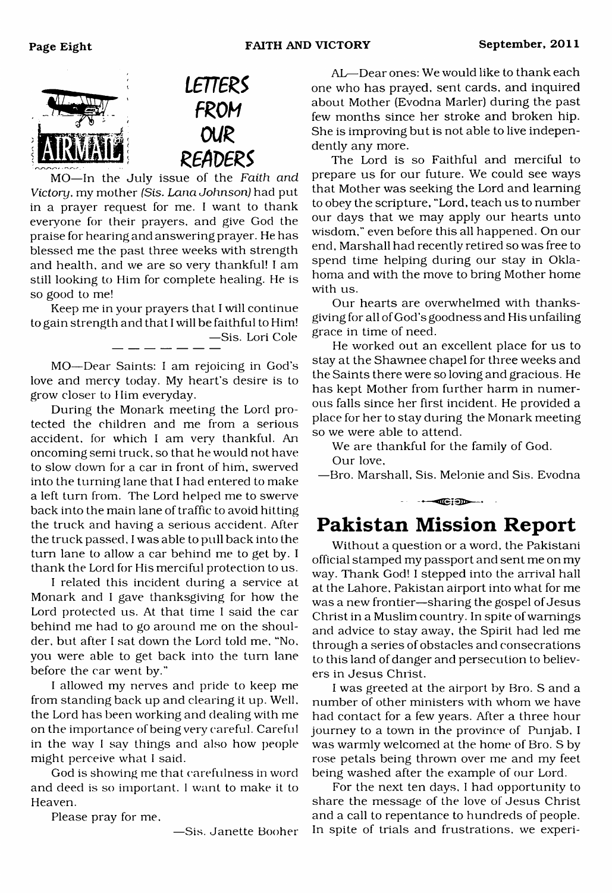## LETTERS FROM OUR READERS

MO—In the July issue of the *Faith and Victory*, my mother *(Sis. Lana Johnson)* had put in a prayer request for me. I want to thank everyone for their prayers, and give God the praise for hearing and answering prayer. He has blessed me the past three weeks with strength and health, and we are so very thankful! I am still looking to Him for complete healing. He is so good to me!

Keep me in your prayers that I will continue to gain strength and that I will be faithful to Him!

—Sis. Lori Cole

MO—Dear Saints: I am rejoicing in God's love and mercy today. My heart's desire is to grow closer to Him everyday.

During the Monark meeting the Lord protected the children and me from a serious accident, for which I am very thankful. An oncoming semi truck, so that he would not have to slow down for a car in front of him, swerved into the turning lane that I had entered to make a left turn from. The Lord helped me to swerve back into the main lane of traffic to avoid hitting the truck and having a serious accident. After the truck passed, I was able to pull back into the turn lane to allow a car behind me to get by. I thank the Lord for His merciful protection to us.

I related this incident during a service at Monark and I gave thanksgiving for how the Lord protected us. At that time I said the car behind me had to go around me on the shoulder, but after I sat down the Lord told me, "No, you were able to get back into the turn lane before the car went by."

I allowed my nerves and pride to keep me from standing back up and clearing it up. Well, the Lord has been working and dealing with me on the importance of being very careful. Careful in the way I say things and also how people might perceive what I said.

God is showing me that carefulness in word and deed is so important. I want to make it to Heaven.

Please pray for me,

—Sis. Janette Booher

AL—Dear ones: We would like to thank each one who has prayed, sent cards, and inquired about Mother (Evodna Marler) during the past few months since her stroke and broken hip. She is improving but is not able to live independently any more.

The Lord is so Faithful and merciful to prepare us for our future. We could see ways that Mother was seeking the Lord and learning to obey the scripture, "Lord, teach us to number our days that we may apply our hearts unto wisdom," even before this all happened. On our end, Marshall had recently retired so was free to spend time helping during our stay in Oklahoma and with the move to bring Mother home with us.

Our hearts are overwhelmed with thanksgiving for all of God's goodness and His unfailing grace in time of need.

He worked out an excellent place for us to stay at the Shawnee chapel for three weeks and the Saints there were so loving and gracious. He has kept Mother from further harm in numerous falls since her first incident. He provided a place for her to stay during the Monark meeting so we were able to attend.

We are thankful for the family of God.

Our love,

—Bro. Marshall, Sis. Melonie and Sis. Evodna

# Pakistan Mission Report

Without a question or a word, the Pakistani official stamped my passport and sent me on my way. Thank God! I stepped into the arrival hall at the Lahore, Pakistan airport into what for me was a new frontier—sharing the gospel of Jesus Christ in a Muslim country. In spite of warnings and advice to stay away, the Spirit had led me through a series of obstacles and consecrations to this land of danger and persecution to believers in Jesus Christ.

I was greeted at the airport by Bro. S and a number of other ministers with whom we have had contact for a few years. After a three hour journey to a town in the province of Punjab, I was warmly welcomed at the home of Bro. S by rose petals being thrown over me and my feet being washed after the example of our Lord.

For the next ten days, I had opportunity to share the message of the love of Jesus Christ and a call to repentance to hundreds of people. In spite of trials and frustrations, we experi-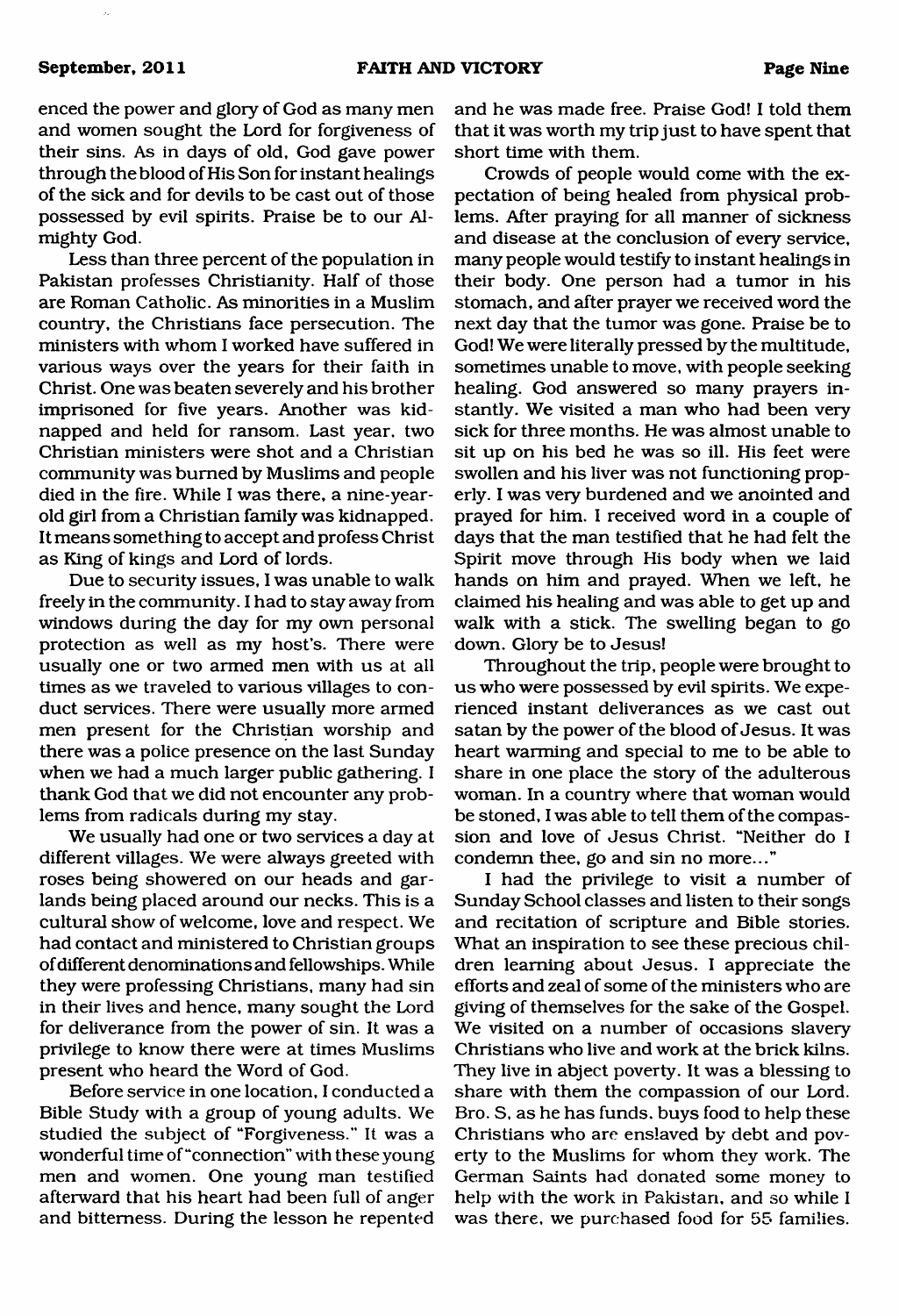enced the power and glory of God as many men and women sought the Lord for forgiveness of their sins. As in days of old, God gave power through the blood of His Son for instant healings of the sick and for devils to be cast out of those possessed by evil spirits. Praise be to our Almighty God.

Less than three percent of the population in Pakistan professes Christianity. Half of those are Roman Catholic. As minorities in a Muslim country, the Christians face persecution. The ministers with whom I worked have suffered in various ways over the years for their faith in Christ. One was beaten severely and his brother imprisoned for five years. Another was kidnapped and held for ransom. Last year, two Christian ministers were shot and a Christian community was burned by Muslims and people died in the fire. While I was there, a nine-year-old girl from a Christian family was kidnapped. It means something to accept and profess Christ as King of kings and Lord of lords.

Due to security issues, I was unable to walk freely in the community. I had to stay away from windows during the day for my own personal protection as well as my host's. There were usually one or two armed men with us at all times as we traveled to various villages to conduct services. There were usually more armed men present for the Christian worship and there was a police presence on the last Sunday when we had a much larger public gathering. I thank God that we did not encounter any problems from radicals during my stay.

We usually had one or two services a day at different villages. We were always greeted with roses being showered on our heads and garlands being placed around our necks. This is a cultural show of welcome, love and respect. We had contact and ministered to Christian groups of different denominations and fellowships. While they were professing Christians, many had sin in their lives and hence, many sought the Lord for deliverance from the power of sin. It was a privilege to know there were at times Muslims present who heard the Word of God.

Before service in one location, I conducted a Bible Study with a group of young adults. We studied the subject of "Forgiveness." It was a wonderful time of "connection" with these young men and women. One young man testified afterward that his heart had been full of anger and bitterness. During the lesson he repented and he was made free. Praise God! I told them that it was worth my trip just to have spent that short time with them.

Crowds of people would come with the expectation of being healed from physical problems. After praying for all manner of sickness and disease at the conclusion of every service, many people would testify to instant healings in their body. One person had a tumor in his stomach, and after prayer we received word the next day that the tumor was gone. Praise be to God! We were literally pressed by the multitude, sometimes unable to move, with people seeking healing. God answered so many prayers instantly. We visited a man who had been very sick for three months. He was almost unable to sit up on his bed he was so ill. His feet were swollen and his liver was not functioning properly. I was very burdened and we anointed and prayed for him. I received word in a couple of days that the man testified that he had felt the Spirit move through His body when we laid hands on him and prayed. When we left, he claimed his healing and was able to get up and walk with a stick. The swelling began to go down. Glory be to Jesus!

Throughout the trip, people were brought to us who were possessed by evil spirits. We experienced instant deliverances as we cast out satan by the power of the blood of Jesus. It was heart warming and special to me to be able to share in one place the story of the adulterous woman. In a country where that woman would be stoned, I was able to tell them of the compassion and love of Jesus Christ. "Neither do I condemn thee, go and sin no more..."

I had the privilege to visit a number of Sunday School classes and listen to their songs and recitation of scripture and Bible stories. What an inspiration to see these precious children learning about Jesus. I appreciate the efforts and zeal of some of the ministers who are giving of themselves for the sake of the Gospel. We visited on a number of occasions slavery Christians who live and work at the brick kilns. They live in abject poverty. It was a blessing to share with them the compassion of our Lord. Bro. S, as he has funds, buys food to help these Christians who are enslaved by debt and poverty to the Muslims for whom they work. The German Saints had donated some money to help with the work in Pakistan, and so while I was there, we purchased food for 55 families.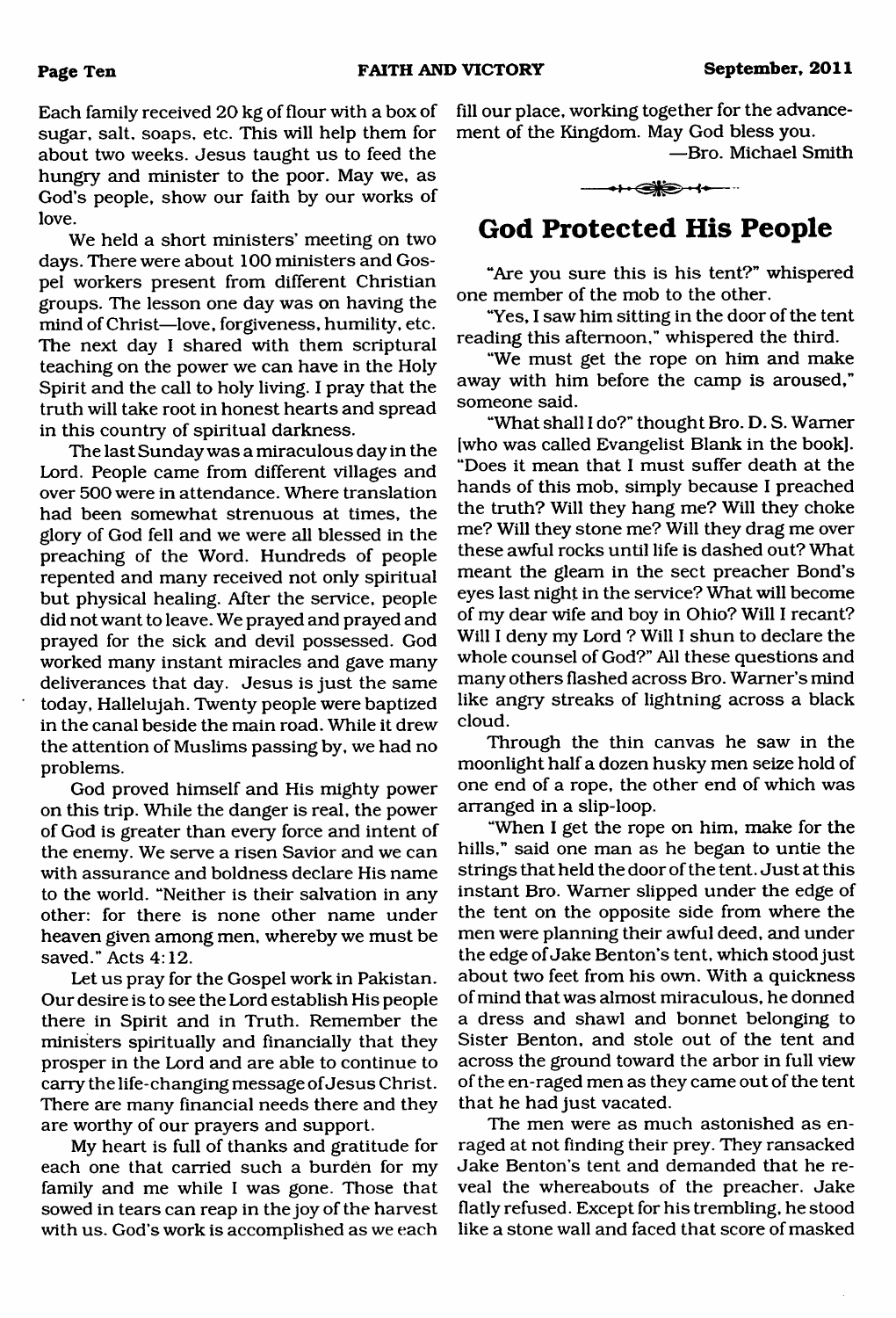Each family received 20 kg of flour with a box of sugar, salt, soaps, etc. This will help them for about two weeks. Jesus taught us to feed the hungry and minister to the poor. May we, as God's people, show our faith by our works of love.

We held a short ministers' meeting on two days. There were about 100 ministers and Gospel workers present from different Christian groups. The lesson one day was on having the mind of Christ—love, forgiveness, humility, etc. The next day I shared with them scriptural teaching on the power we can have in the Holy Spirit and the call to holy living. I pray that the truth will take root in honest hearts and spread in this country of spiritual darkness.

The last Sunday was a miraculous day in the Lord. People came from different villages and over 500 were in attendance. Where translation had been somewhat strenuous at times, the glory of God fell and we were all blessed in the preaching of the Word. Hundreds of people repented and many received not only spiritual but physical healing. After the service, people did not want to leave. We prayed and prayed and prayed for the sick and devil possessed. God worked many instant miracles and gave many deliverances that day. Jesus is just the same today, Hallelujah. Twenty people were baptized in the canal beside the main road. While it drew the attention of Muslims passing by, we had no problems.

God proved himself and His mighty power on this trip. While the danger is real, the power of God is greater than every force and intent of the enemy. We serve a risen Savior and we can with assurance and boldness declare His name to the world. "Neither is their salvation in any other: for there is none other name under heaven given among men, whereby we must be saved." Acts 4:12.

Let us pray for the Gospel work in Pakistan. Our desire is to see the Lord establish His people there in Spirit and in Truth. Remember the ministers spiritually and financially that they prosper in the Lord and are able to continue to carry the life-changing message of Jesus Christ. There are many financial needs there and they are worthy of our prayers and support.

My heart is full of thanks and gratitude for each one that carried such a burden for my family and me while I was gone. Those that sowed in tears can reap in the joy of the harvest with us. God's work is accomplished as we each fill our place, working together for the advancement of the Kingdom. May God bless you.

—Bro. Michael Smith

## God Protected His People

"Are you sure this is his tent?" whispered one member of the mob to the other.

"Yes, I saw him sitting in the door of the tent reading this afternoon," whispered the third.

"We must get the rope on him and make away with him before the camp is aroused," someone said.

"What shall I do?" thought Bro. D. S. Warner [who was called Evangelist Blank in the book]. "Does it mean that I must suffer death at the hands of this mob, simply because I preached the truth? Will they hang me? Will they choke me? Will they stone me? Will they drag me over these awful rocks until life is dashed out? What meant the gleam in the sect preacher Bond's eyes last night in the service? What will become of my dear wife and boy in Ohio? Will I recant? Will I deny my Lord ? Will I shun to declare the whole counsel of God?" All these questions and many others flashed across Bro. Warner's mind like angry streaks of lightning across a black cloud.

Through the thin canvas he saw in the moonlight half a dozen husky men seize hold of one end of a rope, the other end of which was arranged in a slip-loop.

"When I get the rope on him, make for the hills," said one man as he began to untie the strings that held the door of the tent. Just at this instant Bro. Warner slipped under the edge of the tent on the opposite side from where the men were planning their awful deed, and under the edge of Jake Benton's tent, which stood just about two feet from his own. With a quickness of mind that was almost miraculous, he donned a dress and shawl and bonnet belonging to Sister Benton, and stole out of the tent and across the ground toward the arbor in full view of the en-raged men as they came out of the tent that he had just vacated.

The men were as much astonished as enraged at not finding their prey. They ransacked Jake Benton's tent and demanded that he reveal the whereabouts of the preacher. Jake flatly refused. Except for his trembling, he stood like a stone wall and faced that score of masked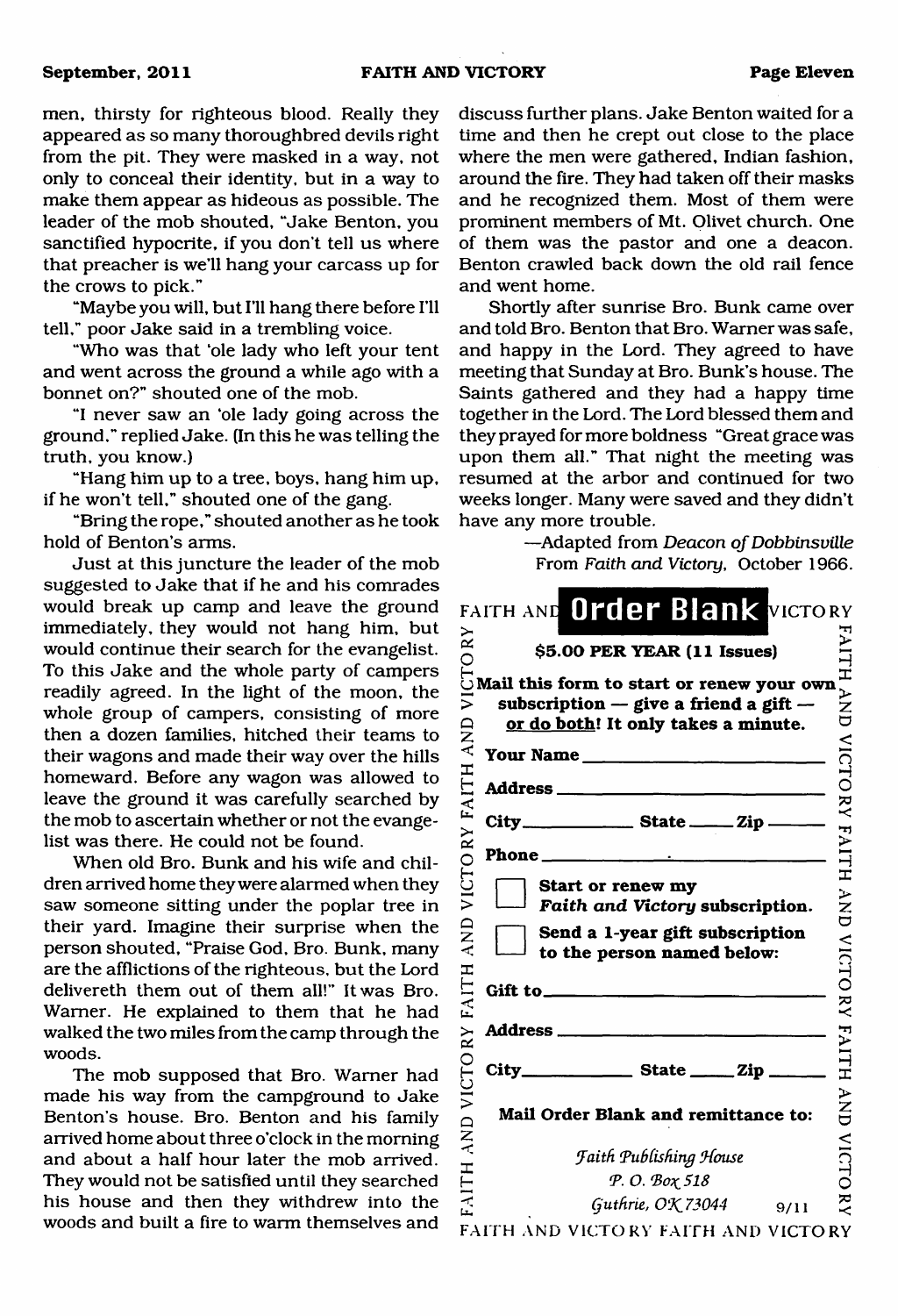men, thirsty for righteous blood. Really they appeared as so many thoroughbred devils right from the pit. They were masked in a way, not only to conceal their identity, but in a way to make them appear as hideous as possible. The leader of the mob shouted, "Jake Benton, you sanctified hypocrite, if you don't tell us where that preacher is we'll hang your carcass up for the crows to pick."

"Maybe you will, but I'll hang there before I'll tell," poor Jake said in a trembling voice.

"Who was that 'ole lady who left your tent and went across the ground a while ago with a bonnet on?" shouted one of the mob.

"I never saw an 'ole lady going across the ground," replied Jake. (In this he was telling the truth, you know.)

"Hang him up to a tree, boys, hang him up, if he won't tell," shouted one of the gang.

"Bring the rope," shouted another as he took hold of Benton's arms.

Just at this juncture the leader of the mob suggested to Jake that if he and his comrades would break up camp and leave the ground immediately, they would not hang him, but would continue their search for the evangelist. To this Jake and the whole party of campers readily agreed. In the light of the moon, the whole group of campers, consisting of more then a dozen families, hitched their teams to their wagons and made their way over the hills homeward. Before any wagon was allowed to leave the ground it was carefully searched by the mob to ascertain whether or not the evangelist was there. He could not be found.

When old Bro. Bunk and his wife and children arrived home they were alarmed when they saw someone sitting under the poplar tree in their yard. Imagine their surprise when the person shouted, "Praise God, Bro. Bunk, many are the afflictions of the righteous, but the Lord delivereth them out of them all!" It was Bro. Warner. He explained to them that he had walked the two miles from the camp through the woods.

The mob supposed that Bro. Warner had made his way from the campground to Jake Benton's house. Bro. Benton and his family arrived home about three o'clock in the morning and about a half hour later the mob arrived. They would not be satisfied until they searched his house and then they withdrew into the woods and built a fire to warm themselves and discuss further plans. Jake Benton waited for a time and then he crept out close to the place where the men were gathered, Indian fashion, around the fire. They had taken off their masks and he recognized them. Most of them were prominent members of Mt. Olivet church. One of them was the pastor and one a deacon. Benton crawled back down the old rail fence and went home.

Shortly after sunrise Bro. Bunk came over and told Bro. Benton that Bro. Warner was safe, and happy in the Lord. They agreed to have meeting that Sunday at Bro. Bunk's house. The Saints gathered and they had a happy time together in the Lord. The Lord blessed them and they prayed for more boldness "Great grace was upon them all." That night the meeting was resumed at the arbor and continued for two weeks longer. Many were saved and they didn't have any more trouble.

—Adapted from *Deacon of Dobbinsville*
From *Faith and Victory*, October 1966.

## Order Blank

**$5.00 PER YEAR (11 Issues)**

**Mail this form to start or renew your own subscription — give a friend a gift — or do both! It only takes a minute.**

**Your Name** ____________________

**Address** ____________________

**City** __________ **State** _____ **Zip** _____

**Phone** ____________________

☐ **Start or renew my *Faith and Victory* subscription.**

☐ **Send a 1-year gift subscription to the person named below:**

**Gift to** ____________________

**Address** ____________________

**City** __________ **State** _____ **Zip** _____

**Mail Order Blank and remittance to:**

*Faith Publishing House*
*P. O. Box 518*
*Guthrie, OK 73044*

9/11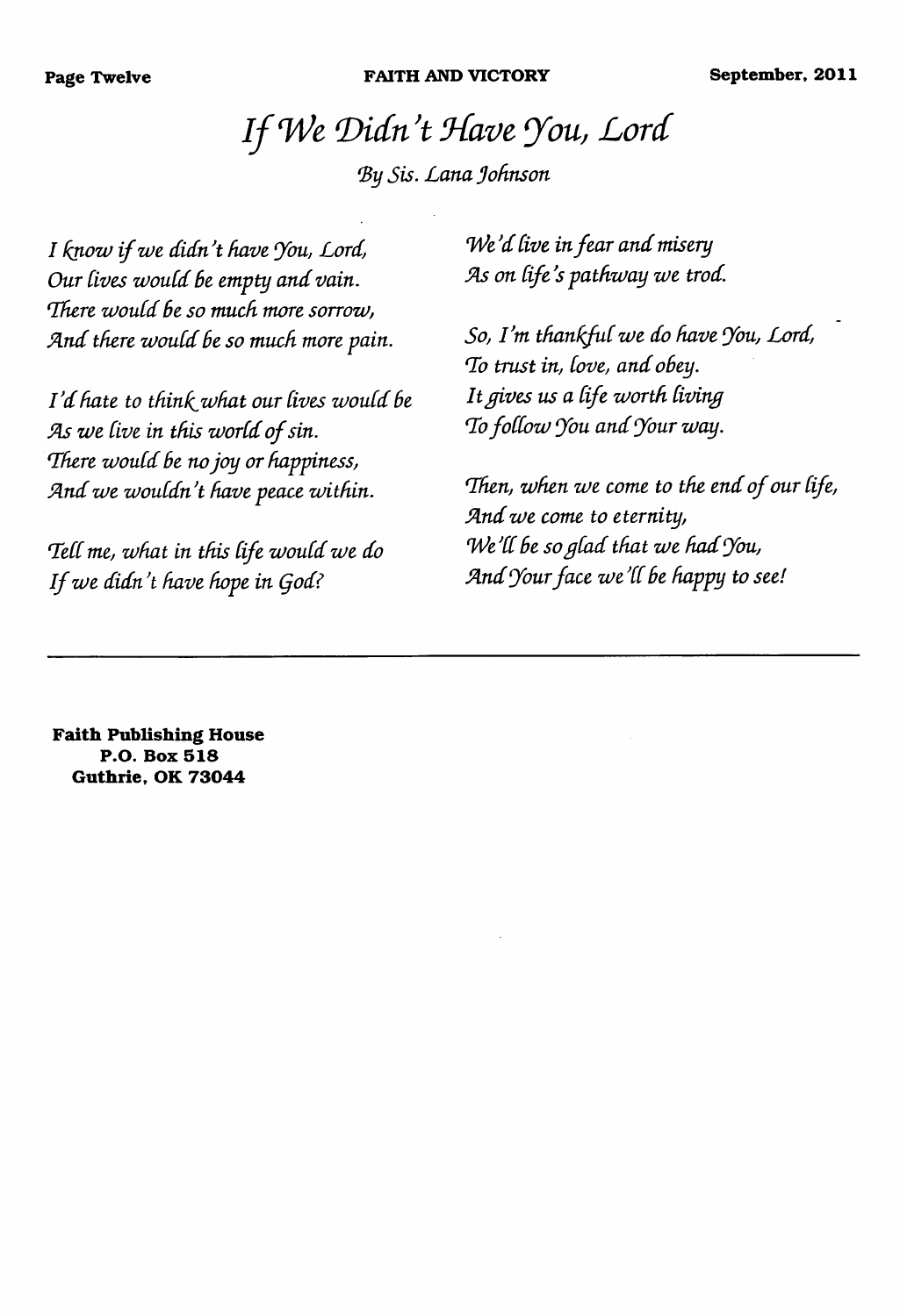# *If We Didn't Have You, Lord*

*By Sis. Lana Johnson*

*I know if we didn't have You, Lord,*
*Our lives would be empty and vain.*
*There would be so much more sorrow,*
*And there would be so much more pain.*

*I'd hate to think what our lives would be*
*As we live in this world of sin.*
*There would be no joy or happiness,*
*And we wouldn't have peace within.*

*Tell me, what in this life would we do*
*If we didn't have hope in God?*
*We'd live in fear and misery*
*As on life's pathway we trod.*

*So, I'm thankful we do have You, Lord,*
*To trust in, love, and obey.*
*It gives us a life worth living*
*To follow You and Your way.*

*Then, when we come to the end of our life,*
*And we come to eternity,*
*We'll be so glad that we had You,*
*And Your face we'll be happy to see!*

---

**Faith Publishing House**
**P.O. Box 518**
**Guthrie, OK 73044**